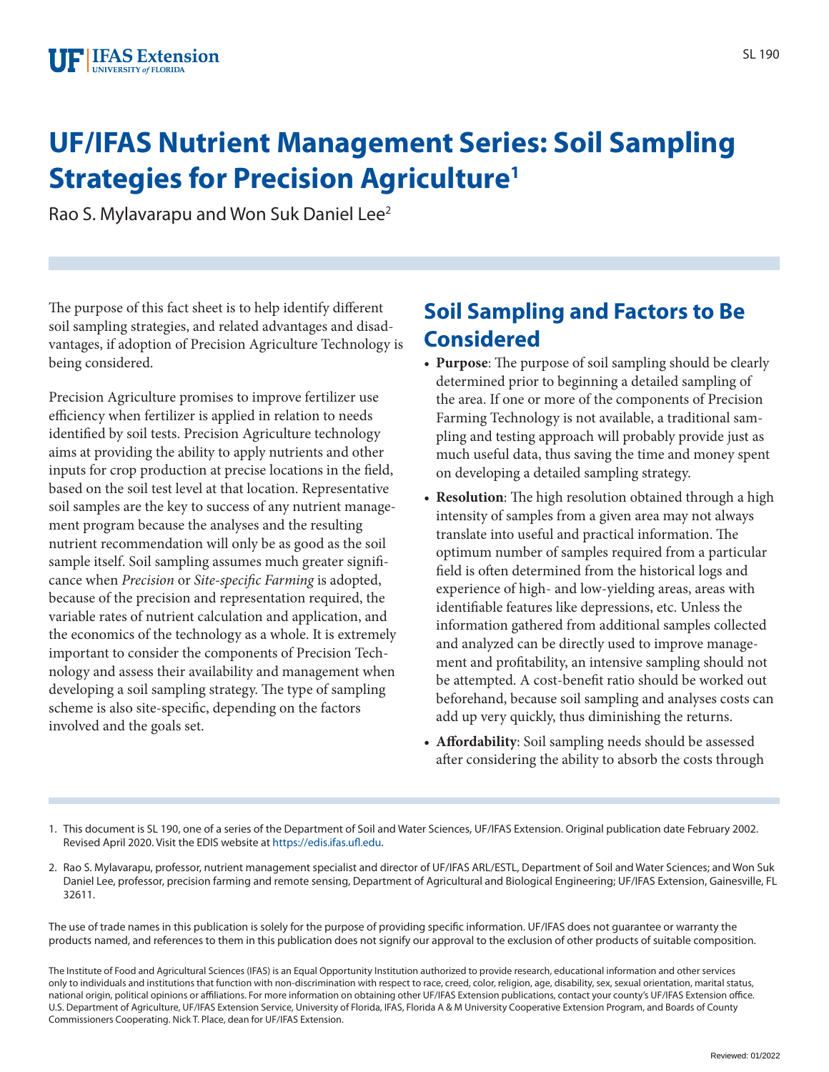# UF/IFAS Nutrient Management Series: Soil Sampling Strategies for Precision Agriculture[1]

Rao S. Mylavarapu and Won Suk Daniel Lee[2]

The purpose of this fact sheet is to help identify different soil sampling strategies, and related advantages and disadvantages, if adoption of Precision Agriculture Technology is being considered.

Precision Agriculture promises to improve fertilizer use efficiency when fertilizer is applied in relation to needs identified by soil tests. Precision Agriculture technology aims at providing the ability to apply nutrients and other inputs for crop production at precise locations in the field, based on the soil test level at that location. Representative soil samples are the key to success of any nutrient management program because the analyses and the resulting nutrient recommendation will only be as good as the soil sample itself. Soil sampling assumes much greater significance when *Precision* or *Site-specific Farming* is adopted, because of the precision and representation required, the variable rates of nutrient calculation and application, and the economics of the technology as a whole. It is extremely important to consider the components of Precision Technology and assess their availability and management when developing a soil sampling strategy. The type of sampling scheme is also site-specific, depending on the factors involved and the goals set.

## Soil Sampling and Factors to Be Considered

- **Purpose**: The purpose of soil sampling should be clearly determined prior to beginning a detailed sampling of the area. If one or more of the components of Precision Farming Technology is not available, a traditional sampling and testing approach will probably provide just as much useful data, thus saving the time and money spent on developing a detailed sampling strategy.
- **Resolution**: The high resolution obtained through a high intensity of samples from a given area may not always translate into useful and practical information. The optimum number of samples required from a particular field is often determined from the historical logs and experience of high- and low-yielding areas, areas with identifiable features like depressions, etc. Unless the information gathered from additional samples collected and analyzed can be directly used to improve management and profitability, an intensive sampling should not be attempted. A cost-benefit ratio should be worked out beforehand, because soil sampling and analyses costs can add up very quickly, thus diminishing the returns.
- **Affordability**: Soil sampling needs should be assessed after considering the ability to absorb the costs through

1. This document is SL 190, one of a series of the Department of Soil and Water Sciences, UF/IFAS Extension. Original publication date February 2002. Revised April 2020. Visit the EDIS website at https://edis.ifas.ufl.edu.

2. Rao S. Mylavarapu, professor, nutrient management specialist and director of UF/IFAS ARL/ESTL, Department of Soil and Water Sciences; and Won Suk Daniel Lee, professor, precision farming and remote sensing, Department of Agricultural and Biological Engineering; UF/IFAS Extension, Gainesville, FL 32611.

The use of trade names in this publication is solely for the purpose of providing specific information. UF/IFAS does not guarantee or warranty the products named, and references to them in this publication does not signify our approval to the exclusion of other products of suitable composition.

The Institute of Food and Agricultural Sciences (IFAS) is an Equal Opportunity Institution authorized to provide research, educational information and other services only to individuals and institutions that function with non-discrimination with respect to race, creed, color, religion, age, disability, sex, sexual orientation, marital status, national origin, political opinions or affiliations. For more information on obtaining other UF/IFAS Extension publications, contact your county's UF/IFAS Extension office. U.S. Department of Agriculture, UF/IFAS Extension Service, University of Florida, IFAS, Florida A & M University Cooperative Extension Program, and Boards of County Commissioners Cooperating. Nick T. Place, dean for UF/IFAS Extension.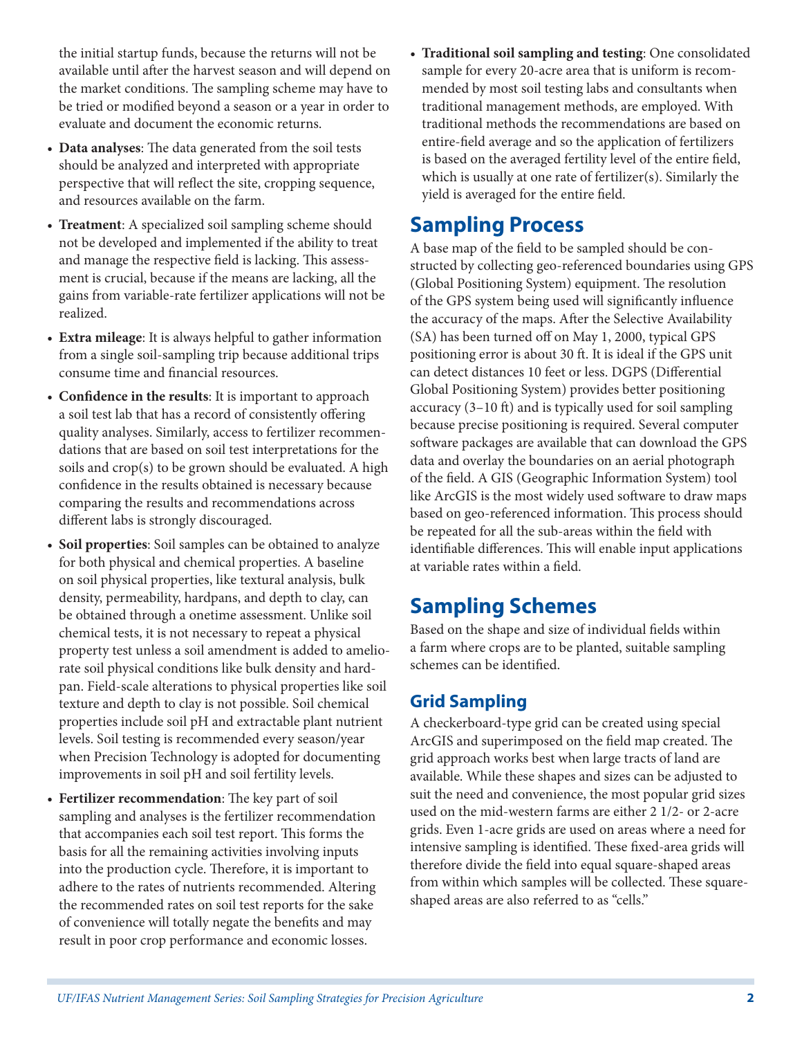the initial startup funds, because the returns will not be available until after the harvest season and will depend on the market conditions. The sampling scheme may have to be tried or modified beyond a season or a year in order to evaluate and document the economic returns.

- **Data analyses**: The data generated from the soil tests should be analyzed and interpreted with appropriate perspective that will reflect the site, cropping sequence, and resources available on the farm.
- **Treatment**: A specialized soil sampling scheme should not be developed and implemented if the ability to treat and manage the respective field is lacking. This assessment is crucial, because if the means are lacking, all the gains from variable-rate fertilizer applications will not be realized.
- **Extra mileage**: It is always helpful to gather information from a single soil-sampling trip because additional trips consume time and financial resources.
- **Confidence in the results**: It is important to approach a soil test lab that has a record of consistently offering quality analyses. Similarly, access to fertilizer recommendations that are based on soil test interpretations for the soils and crop(s) to be grown should be evaluated. A high confidence in the results obtained is necessary because comparing the results and recommendations across different labs is strongly discouraged.
- **Soil properties**: Soil samples can be obtained to analyze for both physical and chemical properties. A baseline on soil physical properties, like textural analysis, bulk density, permeability, hardpans, and depth to clay, can be obtained through a onetime assessment. Unlike soil chemical tests, it is not necessary to repeat a physical property test unless a soil amendment is added to ameliorate soil physical conditions like bulk density and hardpan. Field-scale alterations to physical properties like soil texture and depth to clay is not possible. Soil chemical properties include soil pH and extractable plant nutrient levels. Soil testing is recommended every season/year when Precision Technology is adopted for documenting improvements in soil pH and soil fertility levels.
- **Fertilizer recommendation**: The key part of soil sampling and analyses is the fertilizer recommendation that accompanies each soil test report. This forms the basis for all the remaining activities involving inputs into the production cycle. Therefore, it is important to adhere to the rates of nutrients recommended. Altering the recommended rates on soil test reports for the sake of convenience will totally negate the benefits and may result in poor crop performance and economic losses.
- **Traditional soil sampling and testing**: One consolidated sample for every 20-acre area that is uniform is recommended by most soil testing labs and consultants when traditional management methods, are employed. With traditional methods the recommendations are based on entire-field average and so the application of fertilizers is based on the averaged fertility level of the entire field, which is usually at one rate of fertilizer(s). Similarly the yield is averaged for the entire field.

## Sampling Process

A base map of the field to be sampled should be constructed by collecting geo-referenced boundaries using GPS (Global Positioning System) equipment. The resolution of the GPS system being used will significantly influence the accuracy of the maps. After the Selective Availability (SA) has been turned off on May 1, 2000, typical GPS positioning error is about 30 ft. It is ideal if the GPS unit can detect distances 10 feet or less. DGPS (Differential Global Positioning System) provides better positioning accuracy (3–10 ft) and is typically used for soil sampling because precise positioning is required. Several computer software packages are available that can download the GPS data and overlay the boundaries on an aerial photograph of the field. A GIS (Geographic Information System) tool like ArcGIS is the most widely used software to draw maps based on geo-referenced information. This process should be repeated for all the sub-areas within the field with identifiable differences. This will enable input applications at variable rates within a field.

## Sampling Schemes

Based on the shape and size of individual fields within a farm where crops are to be planted, suitable sampling schemes can be identified.

### Grid Sampling

A checkerboard-type grid can be created using special ArcGIS and superimposed on the field map created. The grid approach works best when large tracts of land are available. While these shapes and sizes can be adjusted to suit the need and convenience, the most popular grid sizes used on the mid-western farms are either 2 1/2- or 2-acre grids. Even 1-acre grids are used on areas where a need for intensive sampling is identified. These fixed-area grids will therefore divide the field into equal square-shaped areas from within which samples will be collected. These square-shaped areas are also referred to as "cells."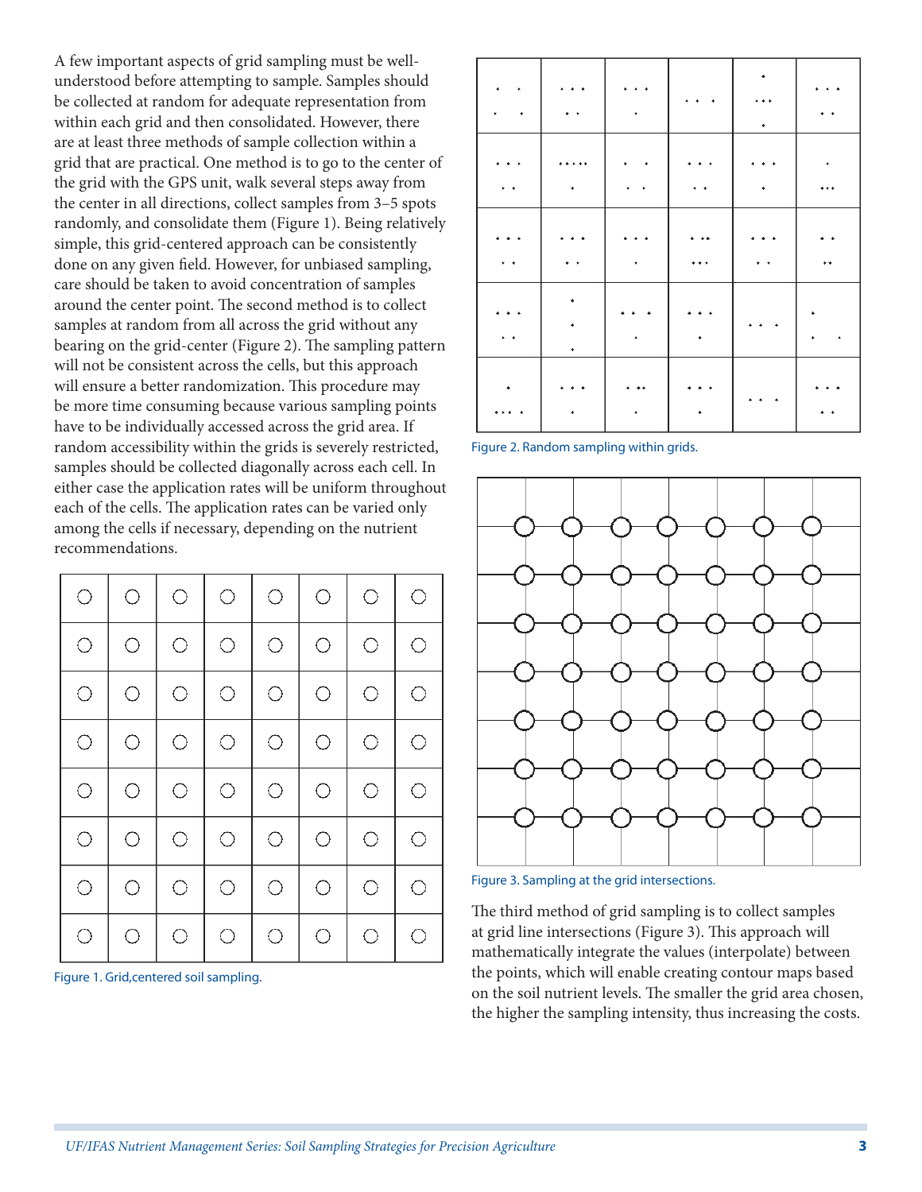A few important aspects of grid sampling must be well-understood before attempting to sample. Samples should be collected at random for adequate representation from within each grid and then consolidated. However, there are at least three methods of sample collection within a grid that are practical. One method is to go to the center of the grid with the GPS unit, walk several steps away from the center in all directions, collect samples from 3–5 spots randomly, and consolidate them (Figure 1). Being relatively simple, this grid-centered approach can be consistently done on any given field. However, for unbiased sampling, care should be taken to avoid concentration of samples around the center point. The second method is to collect samples at random from all across the grid without any bearing on the grid-center (Figure 2). The sampling pattern will not be consistent across the cells, but this approach will ensure a better randomization. This procedure may be more time consuming because various sampling points have to be individually accessed across the grid area. If random accessibility within the grids is severely restricted, samples should be collected diagonally across each cell. In either case the application rates will be uniform throughout each of the cells. The application rates can be varied only among the cells if necessary, depending on the nutrient recommendations.

Figure 1. Grid,centered soil sampling.

Figure 2. Random sampling within grids.

Figure 3. Sampling at the grid intersections.

The third method of grid sampling is to collect samples at grid line intersections (Figure 3). This approach will mathematically integrate the values (interpolate) between the points, which will enable creating contour maps based on the soil nutrient levels. The smaller the grid area chosen, the higher the sampling intensity, thus increasing the costs.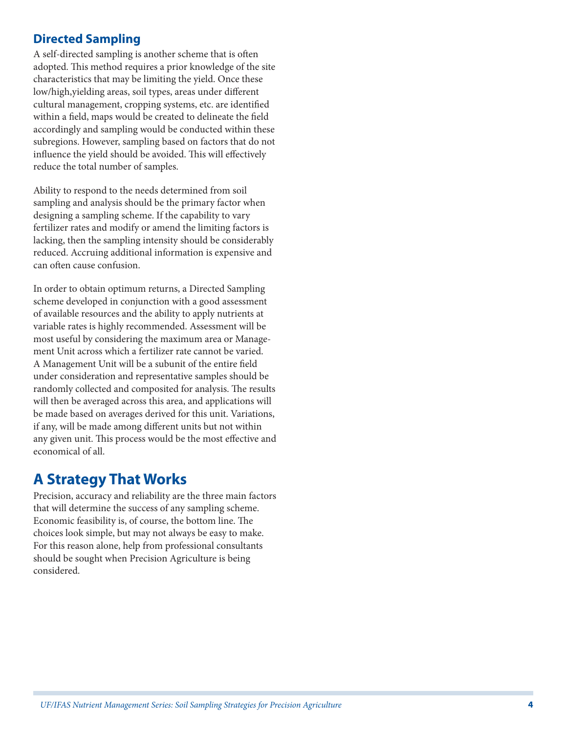### Directed Sampling

A self-directed sampling is another scheme that is often adopted. This method requires a prior knowledge of the site characteristics that may be limiting the yield. Once these low/high,yielding areas, soil types, areas under different cultural management, cropping systems, etc. are identified within a field, maps would be created to delineate the field accordingly and sampling would be conducted within these subregions. However, sampling based on factors that do not influence the yield should be avoided. This will effectively reduce the total number of samples.

Ability to respond to the needs determined from soil sampling and analysis should be the primary factor when designing a sampling scheme. If the capability to vary fertilizer rates and modify or amend the limiting factors is lacking, then the sampling intensity should be considerably reduced. Accruing additional information is expensive and can often cause confusion.

In order to obtain optimum returns, a Directed Sampling scheme developed in conjunction with a good assessment of available resources and the ability to apply nutrients at variable rates is highly recommended. Assessment will be most useful by considering the maximum area or Management Unit across which a fertilizer rate cannot be varied. A Management Unit will be a subunit of the entire field under consideration and representative samples should be randomly collected and composited for analysis. The results will then be averaged across this area, and applications will be made based on averages derived for this unit. Variations, if any, will be made among different units but not within any given unit. This process would be the most effective and economical of all.

## A Strategy That Works

Precision, accuracy and reliability are the three main factors that will determine the success of any sampling scheme. Economic feasibility is, of course, the bottom line. The choices look simple, but may not always be easy to make. For this reason alone, help from professional consultants should be sought when Precision Agriculture is being considered.